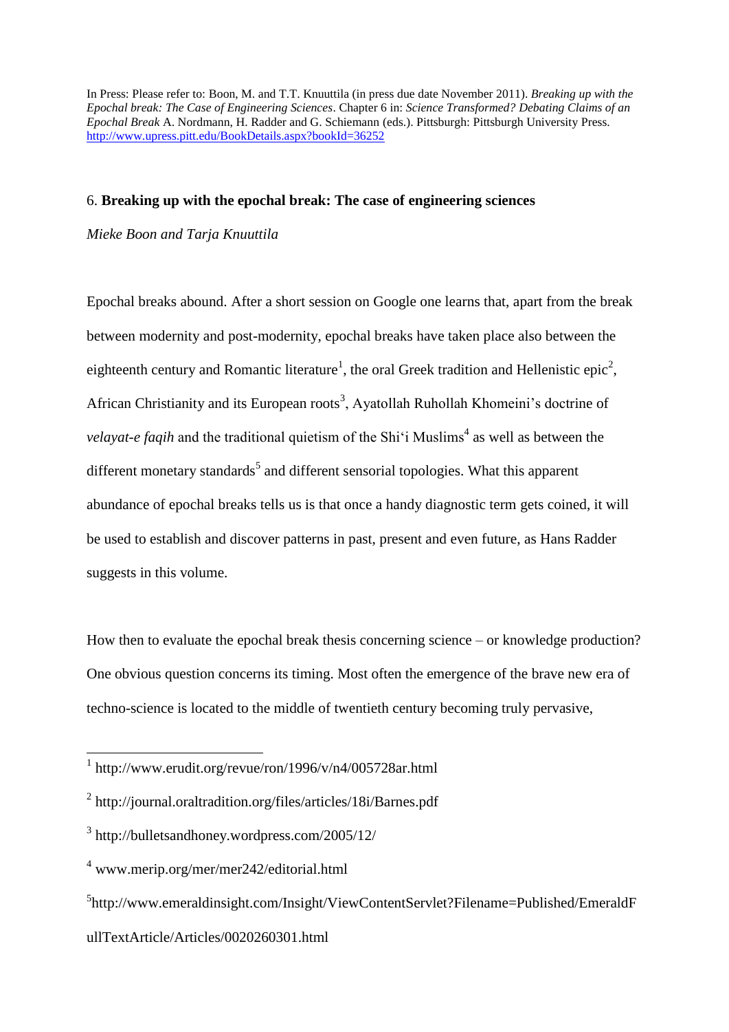In Press: Please refer to: Boon, M. and T.T. Knuuttila (in press due date November 2011). *Breaking up with the Epochal break: The Case of Engineering Sciences*. Chapter 6 in: *Science Transformed? Debating Claims of an Epochal Break* A. Nordmann, H. Radder and G. Schiemann (eds.). Pittsburgh: Pittsburgh University Press. http://www.upress.pitt.edu/BookDetails.aspx?bookId=36252

## 6. **Breaking up with the epochal break: The case of engineering sciences**

*Mieke Boon and Tarja Knuuttila*

Epochal breaks abound. After a short session on Google one learns that, apart from the break between modernity and post-modernity, epochal breaks have taken place also between the eighteenth century and Romantic literature[1], the oral Greek tradition and Hellenistic epic[2], African Christianity and its European roots[3], Ayatollah Ruhollah Khomeini's doctrine of *velayat-e faqih* and the traditional quietism of the Shi'i Muslims[4] as well as between the different monetary standards[5] and different sensorial topologies. What this apparent abundance of epochal breaks tells us is that once a handy diagnostic term gets coined, it will be used to establish and discover patterns in past, present and even future, as Hans Radder suggests in this volume.

How then to evaluate the epochal break thesis concerning science – or knowledge production? One obvious question concerns its timing. Most often the emergence of the brave new era of techno-science is located to the middle of twentieth century becoming truly pervasive,

[1] http://www.erudit.org/revue/ron/1996/v/n4/005728ar.html

[2] http://journal.oraltradition.org/files/articles/18i/Barnes.pdf

[3] http://bulletsandhoney.wordpress.com/2005/12/

[4] www.merip.org/mer/mer242/editorial.html

[5] http://www.emeraldinsight.com/Insight/ViewContentServlet?Filename=Published/EmeraldFullTextArticle/Articles/0020260301.html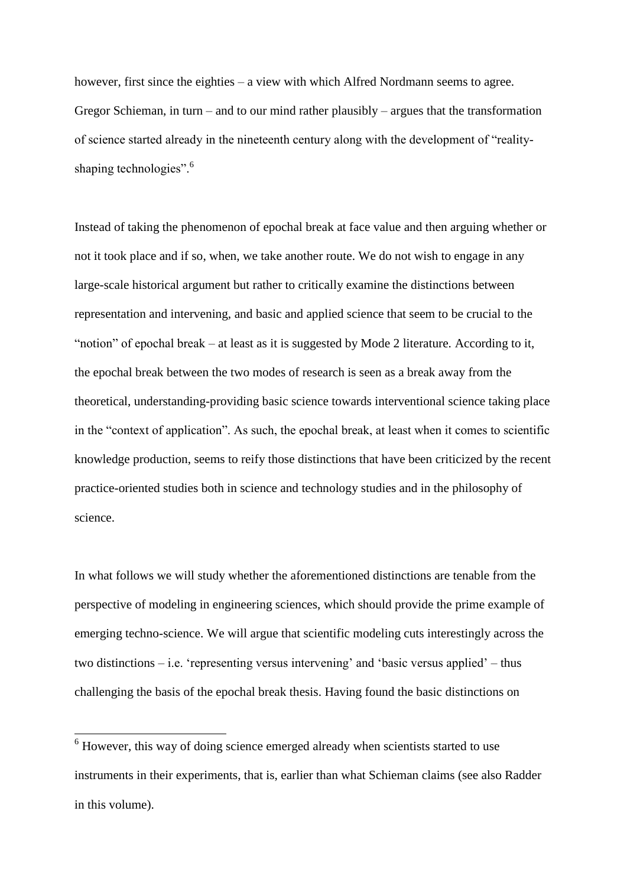however, first since the eighties – a view with which Alfred Nordmann seems to agree. Gregor Schieman, in turn – and to our mind rather plausibly – argues that the transformation of science started already in the nineteenth century along with the development of "reality-shaping technologies".[6]

Instead of taking the phenomenon of epochal break at face value and then arguing whether or not it took place and if so, when, we take another route. We do not wish to engage in any large-scale historical argument but rather to critically examine the distinctions between representation and intervening, and basic and applied science that seem to be crucial to the "notion" of epochal break – at least as it is suggested by Mode 2 literature. According to it, the epochal break between the two modes of research is seen as a break away from the theoretical, understanding-providing basic science towards interventional science taking place in the "context of application". As such, the epochal break, at least when it comes to scientific knowledge production, seems to reify those distinctions that have been criticized by the recent practice-oriented studies both in science and technology studies and in the philosophy of science.

In what follows we will study whether the aforementioned distinctions are tenable from the perspective of modeling in engineering sciences, which should provide the prime example of emerging techno-science. We will argue that scientific modeling cuts interestingly across the two distinctions – i.e. 'representing versus intervening' and 'basic versus applied' – thus challenging the basis of the epochal break thesis. Having found the basic distinctions on

---

[6] However, this way of doing science emerged already when scientists started to use instruments in their experiments, that is, earlier than what Schieman claims (see also Radder in this volume).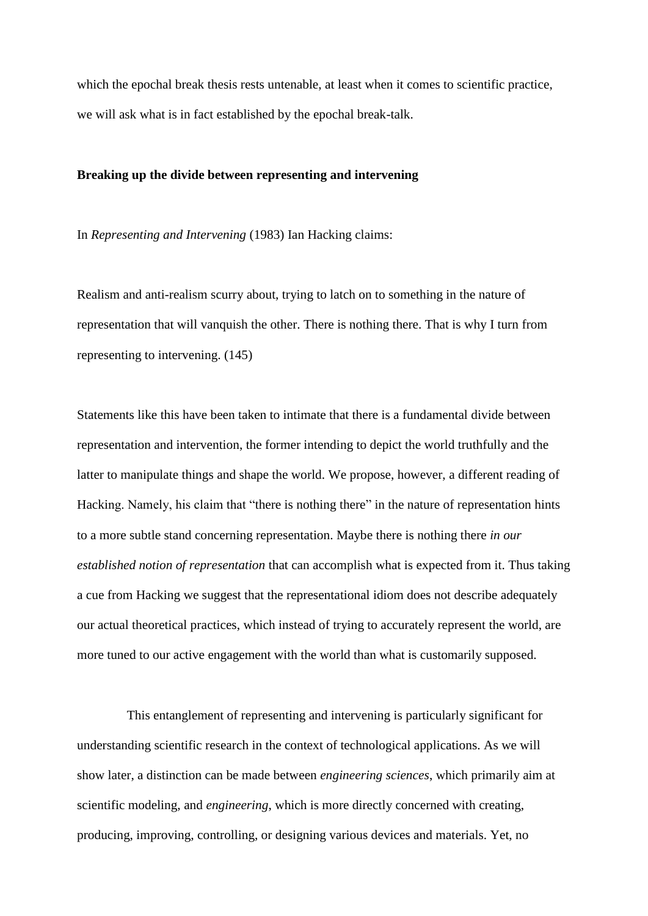which the epochal break thesis rests untenable, at least when it comes to scientific practice, we will ask what is in fact established by the epochal break-talk.

## Breaking up the divide between representing and intervening

In *Representing and Intervening* (1983) Ian Hacking claims:

> Realism and anti-realism scurry about, trying to latch on to something in the nature of representation that will vanquish the other. There is nothing there. That is why I turn from representing to intervening. (145)

Statements like this have been taken to intimate that there is a fundamental divide between representation and intervention, the former intending to depict the world truthfully and the latter to manipulate things and shape the world. We propose, however, a different reading of Hacking. Namely, his claim that "there is nothing there" in the nature of representation hints to a more subtle stand concerning representation. Maybe there is nothing there *in our established notion of representation* that can accomplish what is expected from it. Thus taking a cue from Hacking we suggest that the representational idiom does not describe adequately our actual theoretical practices, which instead of trying to accurately represent the world, are more tuned to our active engagement with the world than what is customarily supposed.

This entanglement of representing and intervening is particularly significant for understanding scientific research in the context of technological applications. As we will show later, a distinction can be made between *engineering sciences*, which primarily aim at scientific modeling, and *engineering*, which is more directly concerned with creating, producing, improving, controlling, or designing various devices and materials. Yet, no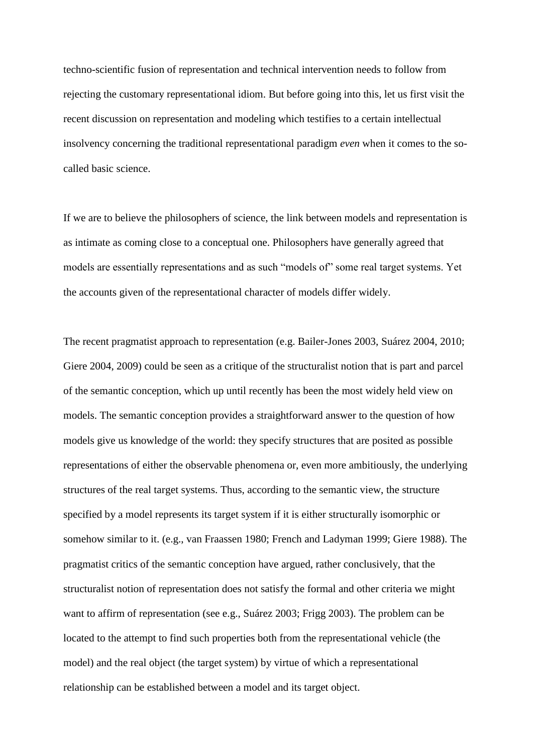techno-scientific fusion of representation and technical intervention needs to follow from rejecting the customary representational idiom. But before going into this, let us first visit the recent discussion on representation and modeling which testifies to a certain intellectual insolvency concerning the traditional representational paradigm *even* when it comes to the so-called basic science.

If we are to believe the philosophers of science, the link between models and representation is as intimate as coming close to a conceptual one. Philosophers have generally agreed that models are essentially representations and as such "models of" some real target systems. Yet the accounts given of the representational character of models differ widely.

The recent pragmatist approach to representation (e.g. Bailer-Jones 2003, Suárez 2004, 2010; Giere 2004, 2009) could be seen as a critique of the structuralist notion that is part and parcel of the semantic conception, which up until recently has been the most widely held view on models. The semantic conception provides a straightforward answer to the question of how models give us knowledge of the world: they specify structures that are posited as possible representations of either the observable phenomena or, even more ambitiously, the underlying structures of the real target systems. Thus, according to the semantic view, the structure specified by a model represents its target system if it is either structurally isomorphic or somehow similar to it. (e.g., van Fraassen 1980; French and Ladyman 1999; Giere 1988). The pragmatist critics of the semantic conception have argued, rather conclusively, that the structuralist notion of representation does not satisfy the formal and other criteria we might want to affirm of representation (see e.g., Suárez 2003; Frigg 2003). The problem can be located to the attempt to find such properties both from the representational vehicle (the model) and the real object (the target system) by virtue of which a representational relationship can be established between a model and its target object.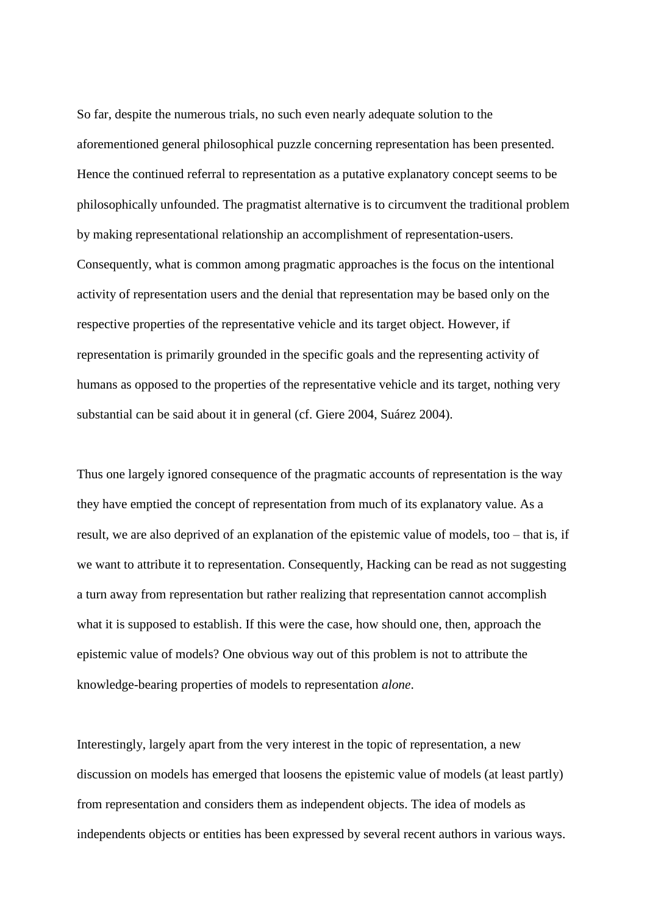So far, despite the numerous trials, no such even nearly adequate solution to the aforementioned general philosophical puzzle concerning representation has been presented. Hence the continued referral to representation as a putative explanatory concept seems to be philosophically unfounded. The pragmatist alternative is to circumvent the traditional problem by making representational relationship an accomplishment of representation-users. Consequently, what is common among pragmatic approaches is the focus on the intentional activity of representation users and the denial that representation may be based only on the respective properties of the representative vehicle and its target object. However, if representation is primarily grounded in the specific goals and the representing activity of humans as opposed to the properties of the representative vehicle and its target, nothing very substantial can be said about it in general (cf. Giere 2004, Suárez 2004).

Thus one largely ignored consequence of the pragmatic accounts of representation is the way they have emptied the concept of representation from much of its explanatory value. As a result, we are also deprived of an explanation of the epistemic value of models, too – that is, if we want to attribute it to representation. Consequently, Hacking can be read as not suggesting a turn away from representation but rather realizing that representation cannot accomplish what it is supposed to establish. If this were the case, how should one, then, approach the epistemic value of models? One obvious way out of this problem is not to attribute the knowledge-bearing properties of models to representation *alone*.

Interestingly, largely apart from the very interest in the topic of representation, a new discussion on models has emerged that loosens the epistemic value of models (at least partly) from representation and considers them as independent objects. The idea of models as independents objects or entities has been expressed by several recent authors in various ways.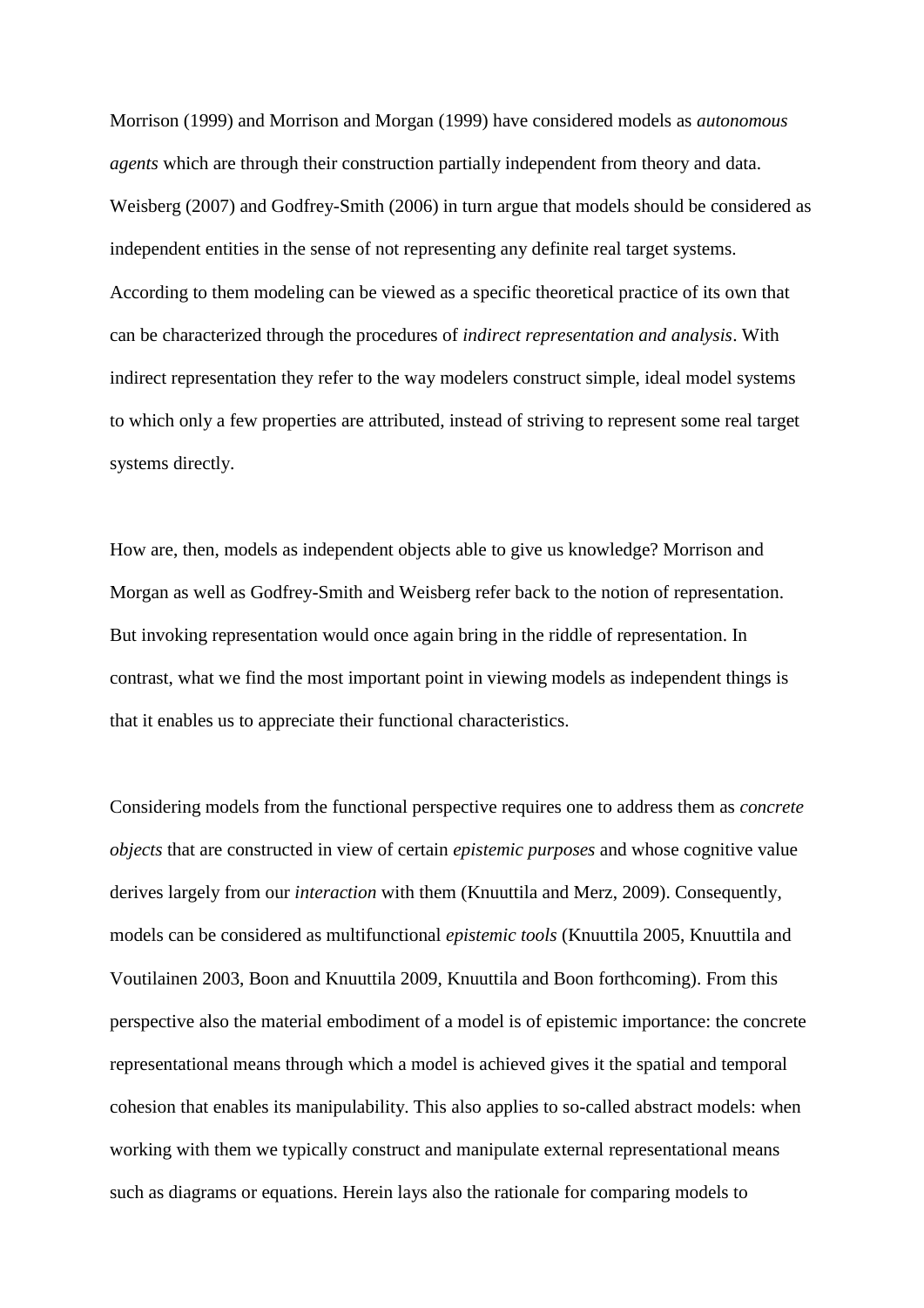Morrison (1999) and Morrison and Morgan (1999) have considered models as *autonomous agents* which are through their construction partially independent from theory and data. Weisberg (2007) and Godfrey-Smith (2006) in turn argue that models should be considered as independent entities in the sense of not representing any definite real target systems. According to them modeling can be viewed as a specific theoretical practice of its own that can be characterized through the procedures of *indirect representation and analysis*. With indirect representation they refer to the way modelers construct simple, ideal model systems to which only a few properties are attributed, instead of striving to represent some real target systems directly.

How are, then, models as independent objects able to give us knowledge? Morrison and Morgan as well as Godfrey-Smith and Weisberg refer back to the notion of representation. But invoking representation would once again bring in the riddle of representation. In contrast, what we find the most important point in viewing models as independent things is that it enables us to appreciate their functional characteristics.

Considering models from the functional perspective requires one to address them as *concrete objects* that are constructed in view of certain *epistemic purposes* and whose cognitive value derives largely from our *interaction* with them (Knuuttila and Merz, 2009). Consequently, models can be considered as multifunctional *epistemic tools* (Knuuttila 2005, Knuuttila and Voutilainen 2003, Boon and Knuuttila 2009, Knuuttila and Boon forthcoming). From this perspective also the material embodiment of a model is of epistemic importance: the concrete representational means through which a model is achieved gives it the spatial and temporal cohesion that enables its manipulability. This also applies to so-called abstract models: when working with them we typically construct and manipulate external representational means such as diagrams or equations. Herein lays also the rationale for comparing models to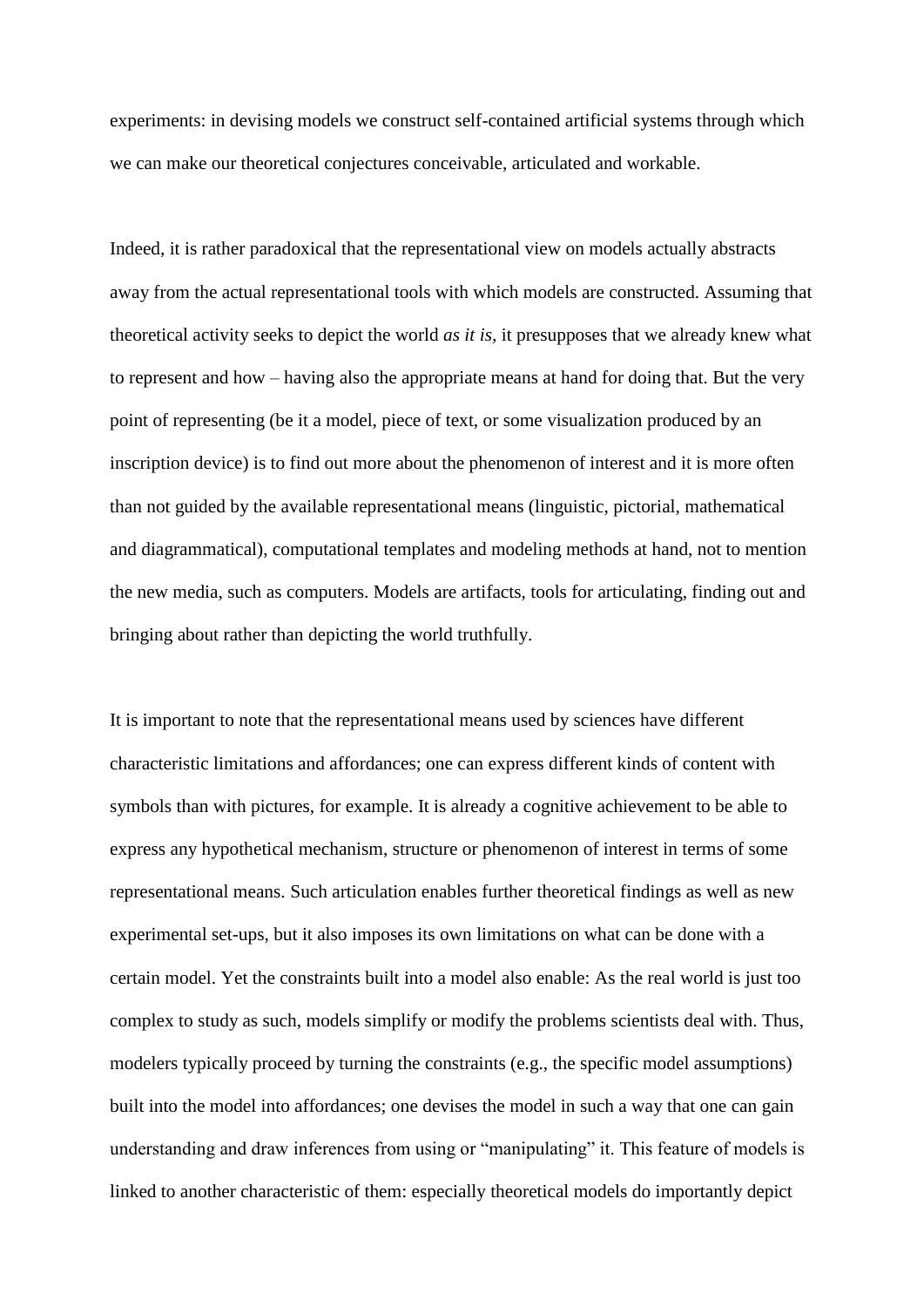experiments: in devising models we construct self-contained artificial systems through which we can make our theoretical conjectures conceivable, articulated and workable.

Indeed, it is rather paradoxical that the representational view on models actually abstracts away from the actual representational tools with which models are constructed. Assuming that theoretical activity seeks to depict the world *as it is*, it presupposes that we already knew what to represent and how – having also the appropriate means at hand for doing that. But the very point of representing (be it a model, piece of text, or some visualization produced by an inscription device) is to find out more about the phenomenon of interest and it is more often than not guided by the available representational means (linguistic, pictorial, mathematical and diagrammatical), computational templates and modeling methods at hand, not to mention the new media, such as computers. Models are artifacts, tools for articulating, finding out and bringing about rather than depicting the world truthfully.

It is important to note that the representational means used by sciences have different characteristic limitations and affordances; one can express different kinds of content with symbols than with pictures, for example. It is already a cognitive achievement to be able to express any hypothetical mechanism, structure or phenomenon of interest in terms of some representational means. Such articulation enables further theoretical findings as well as new experimental set-ups, but it also imposes its own limitations on what can be done with a certain model. Yet the constraints built into a model also enable: As the real world is just too complex to study as such, models simplify or modify the problems scientists deal with. Thus, modelers typically proceed by turning the constraints (e.g., the specific model assumptions) built into the model into affordances; one devises the model in such a way that one can gain understanding and draw inferences from using or "manipulating" it. This feature of models is linked to another characteristic of them: especially theoretical models do importantly depict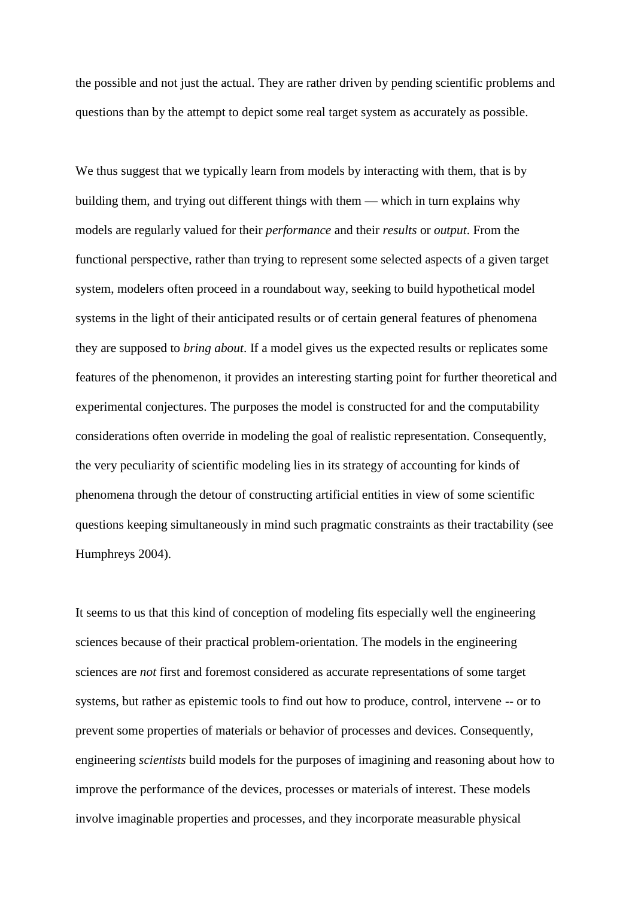the possible and not just the actual. They are rather driven by pending scientific problems and questions than by the attempt to depict some real target system as accurately as possible.

We thus suggest that we typically learn from models by interacting with them, that is by building them, and trying out different things with them — which in turn explains why models are regularly valued for their *performance* and their *results* or *output*. From the functional perspective, rather than trying to represent some selected aspects of a given target system, modelers often proceed in a roundabout way, seeking to build hypothetical model systems in the light of their anticipated results or of certain general features of phenomena they are supposed to *bring about*. If a model gives us the expected results or replicates some features of the phenomenon, it provides an interesting starting point for further theoretical and experimental conjectures. The purposes the model is constructed for and the computability considerations often override in modeling the goal of realistic representation. Consequently, the very peculiarity of scientific modeling lies in its strategy of accounting for kinds of phenomena through the detour of constructing artificial entities in view of some scientific questions keeping simultaneously in mind such pragmatic constraints as their tractability (see Humphreys 2004).

It seems to us that this kind of conception of modeling fits especially well the engineering sciences because of their practical problem-orientation. The models in the engineering sciences are *not* first and foremost considered as accurate representations of some target systems, but rather as epistemic tools to find out how to produce, control, intervene -- or to prevent some properties of materials or behavior of processes and devices. Consequently, engineering *scientists* build models for the purposes of imagining and reasoning about how to improve the performance of the devices, processes or materials of interest. These models involve imaginable properties and processes, and they incorporate measurable physical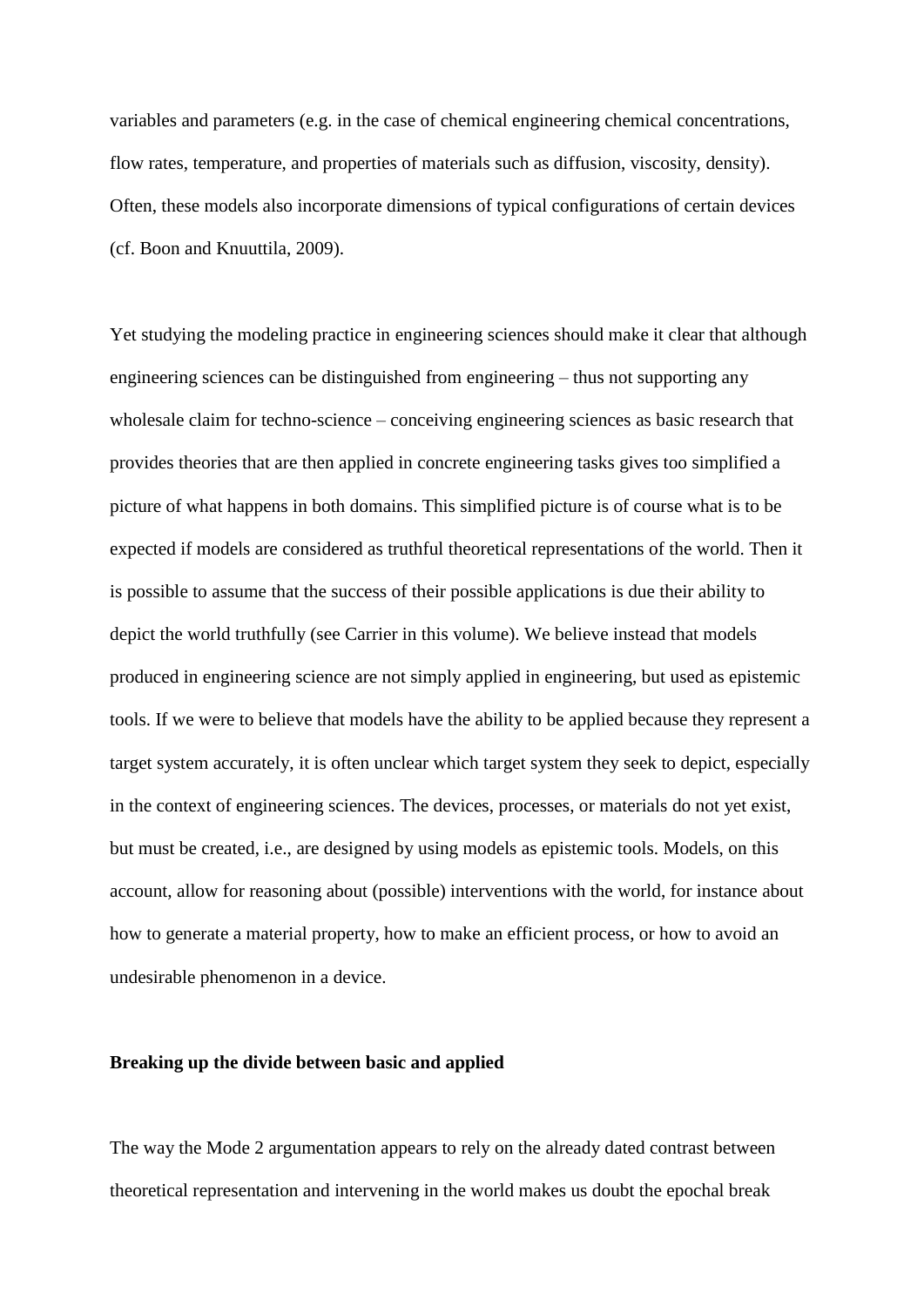variables and parameters (e.g. in the case of chemical engineering chemical concentrations, flow rates, temperature, and properties of materials such as diffusion, viscosity, density). Often, these models also incorporate dimensions of typical configurations of certain devices (cf. Boon and Knuuttila, 2009).

Yet studying the modeling practice in engineering sciences should make it clear that although engineering sciences can be distinguished from engineering – thus not supporting any wholesale claim for techno-science – conceiving engineering sciences as basic research that provides theories that are then applied in concrete engineering tasks gives too simplified a picture of what happens in both domains. This simplified picture is of course what is to be expected if models are considered as truthful theoretical representations of the world. Then it is possible to assume that the success of their possible applications is due their ability to depict the world truthfully (see Carrier in this volume). We believe instead that models produced in engineering science are not simply applied in engineering, but used as epistemic tools. If we were to believe that models have the ability to be applied because they represent a target system accurately, it is often unclear which target system they seek to depict, especially in the context of engineering sciences. The devices, processes, or materials do not yet exist, but must be created, i.e., are designed by using models as epistemic tools. Models, on this account, allow for reasoning about (possible) interventions with the world, for instance about how to generate a material property, how to make an efficient process, or how to avoid an undesirable phenomenon in a device.

**Breaking up the divide between basic and applied**

The way the Mode 2 argumentation appears to rely on the already dated contrast between theoretical representation and intervening in the world makes us doubt the epochal break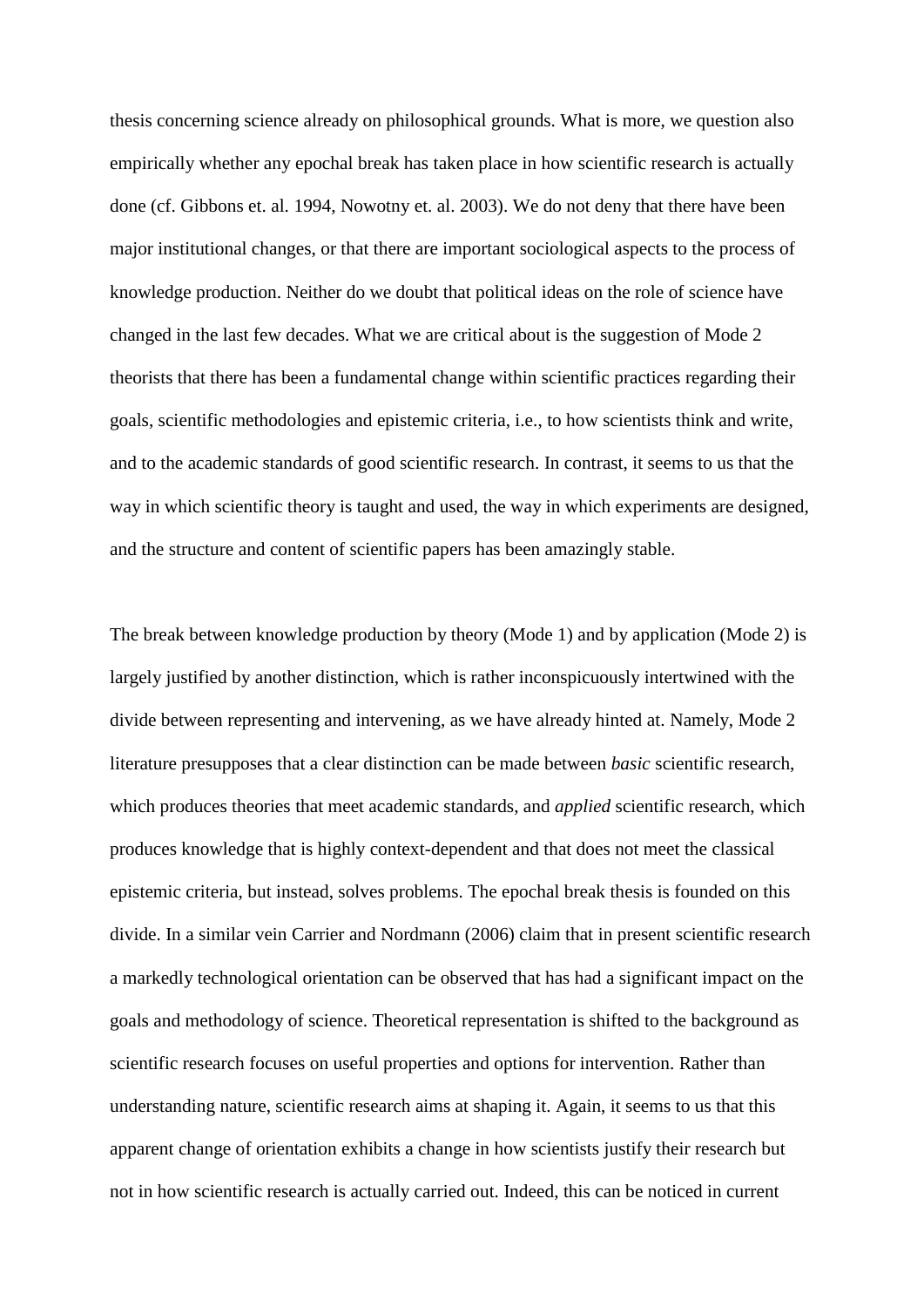thesis concerning science already on philosophical grounds. What is more, we question also empirically whether any epochal break has taken place in how scientific research is actually done (cf. Gibbons et. al. 1994, Nowotny et. al. 2003). We do not deny that there have been major institutional changes, or that there are important sociological aspects to the process of knowledge production. Neither do we doubt that political ideas on the role of science have changed in the last few decades. What we are critical about is the suggestion of Mode 2 theorists that there has been a fundamental change within scientific practices regarding their goals, scientific methodologies and epistemic criteria, i.e., to how scientists think and write, and to the academic standards of good scientific research. In contrast, it seems to us that the way in which scientific theory is taught and used, the way in which experiments are designed, and the structure and content of scientific papers has been amazingly stable.

The break between knowledge production by theory (Mode 1) and by application (Mode 2) is largely justified by another distinction, which is rather inconspicuously intertwined with the divide between representing and intervening, as we have already hinted at. Namely, Mode 2 literature presupposes that a clear distinction can be made between *basic* scientific research, which produces theories that meet academic standards, and *applied* scientific research, which produces knowledge that is highly context-dependent and that does not meet the classical epistemic criteria, but instead, solves problems. The epochal break thesis is founded on this divide. In a similar vein Carrier and Nordmann (2006) claim that in present scientific research a markedly technological orientation can be observed that has had a significant impact on the goals and methodology of science. Theoretical representation is shifted to the background as scientific research focuses on useful properties and options for intervention. Rather than understanding nature, scientific research aims at shaping it. Again, it seems to us that this apparent change of orientation exhibits a change in how scientists justify their research but not in how scientific research is actually carried out. Indeed, this can be noticed in current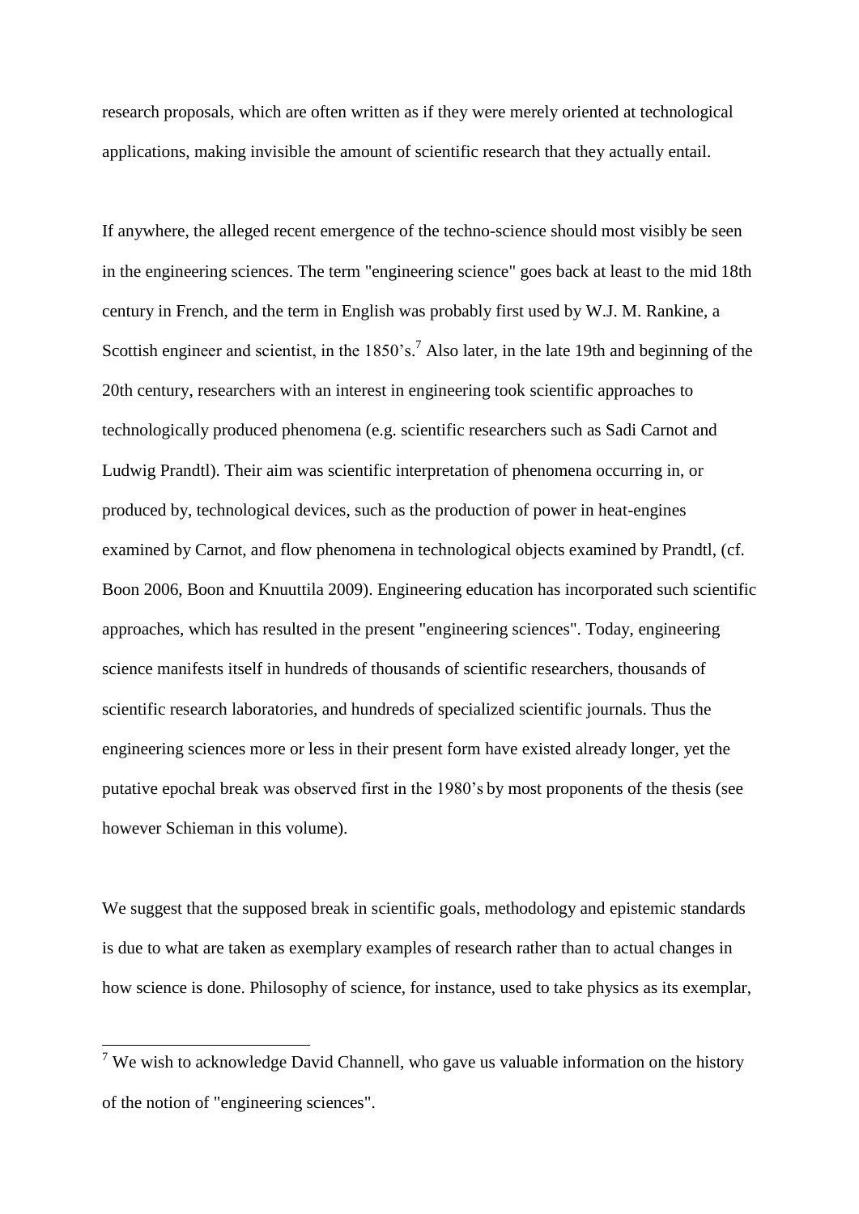research proposals, which are often written as if they were merely oriented at technological applications, making invisible the amount of scientific research that they actually entail.

If anywhere, the alleged recent emergence of the techno-science should most visibly be seen in the engineering sciences. The term "engineering science" goes back at least to the mid 18th century in French, and the term in English was probably first used by W.J. M. Rankine, a Scottish engineer and scientist, in the 1850's.[7] Also later, in the late 19th and beginning of the 20th century, researchers with an interest in engineering took scientific approaches to technologically produced phenomena (e.g. scientific researchers such as Sadi Carnot and Ludwig Prandtl). Their aim was scientific interpretation of phenomena occurring in, or produced by, technological devices, such as the production of power in heat-engines examined by Carnot, and flow phenomena in technological objects examined by Prandtl, (cf. Boon 2006, Boon and Knuuttila 2009). Engineering education has incorporated such scientific approaches, which has resulted in the present "engineering sciences". Today, engineering science manifests itself in hundreds of thousands of scientific researchers, thousands of scientific research laboratories, and hundreds of specialized scientific journals. Thus the engineering sciences more or less in their present form have existed already longer, yet the putative epochal break was observed first in the 1980's by most proponents of the thesis (see however Schieman in this volume).

We suggest that the supposed break in scientific goals, methodology and epistemic standards is due to what are taken as exemplary examples of research rather than to actual changes in how science is done. Philosophy of science, for instance, used to take physics as its exemplar,

[7] We wish to acknowledge David Channell, who gave us valuable information on the history of the notion of "engineering sciences".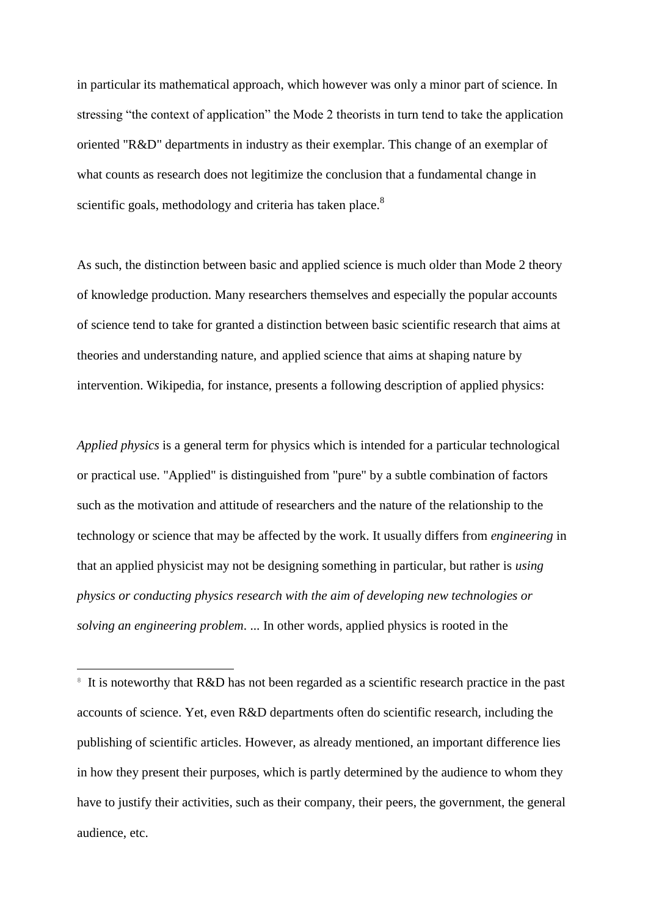in particular its mathematical approach, which however was only a minor part of science. In stressing "the context of application" the Mode 2 theorists in turn tend to take the application oriented "R&D" departments in industry as their exemplar. This change of an exemplar of what counts as research does not legitimize the conclusion that a fundamental change in scientific goals, methodology and criteria has taken place.[8]

As such, the distinction between basic and applied science is much older than Mode 2 theory of knowledge production. Many researchers themselves and especially the popular accounts of science tend to take for granted a distinction between basic scientific research that aims at theories and understanding nature, and applied science that aims at shaping nature by intervention. Wikipedia, for instance, presents a following description of applied physics:

*Applied physics* is a general term for physics which is intended for a particular technological or practical use. "Applied" is distinguished from "pure" by a subtle combination of factors such as the motivation and attitude of researchers and the nature of the relationship to the technology or science that may be affected by the work. It usually differs from *engineering* in that an applied physicist may not be designing something in particular, but rather is *using physics or conducting physics research with the aim of developing new technologies or solving an engineering problem*. ... In other words, applied physics is rooted in the

---

[8] It is noteworthy that R&D has not been regarded as a scientific research practice in the past accounts of science. Yet, even R&D departments often do scientific research, including the publishing of scientific articles. However, as already mentioned, an important difference lies in how they present their purposes, which is partly determined by the audience to whom they have to justify their activities, such as their company, their peers, the government, the general audience, etc.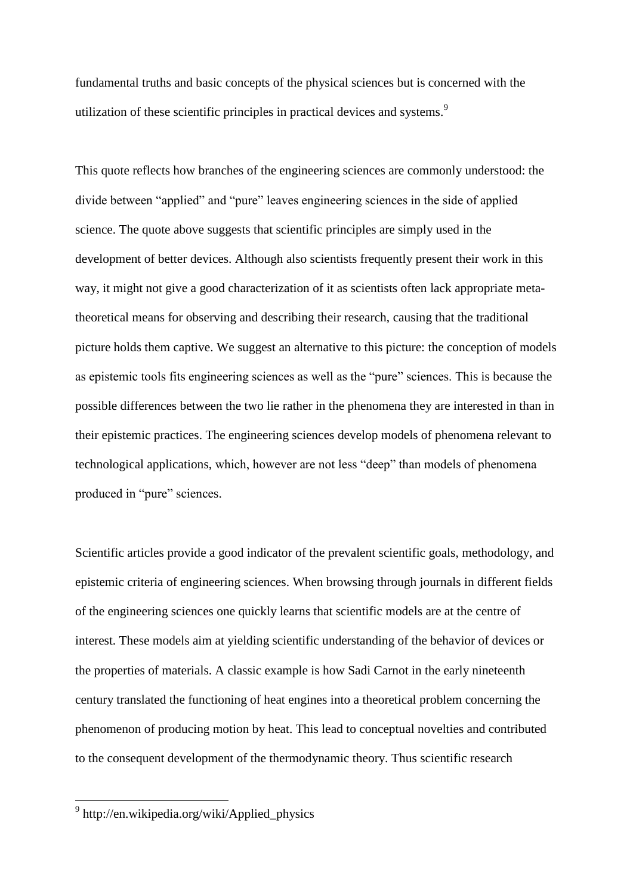fundamental truths and basic concepts of the physical sciences but is concerned with the utilization of these scientific principles in practical devices and systems.[9]

This quote reflects how branches of the engineering sciences are commonly understood: the divide between "applied" and "pure" leaves engineering sciences in the side of applied science. The quote above suggests that scientific principles are simply used in the development of better devices. Although also scientists frequently present their work in this way, it might not give a good characterization of it as scientists often lack appropriate meta-theoretical means for observing and describing their research, causing that the traditional picture holds them captive. We suggest an alternative to this picture: the conception of models as epistemic tools fits engineering sciences as well as the "pure" sciences. This is because the possible differences between the two lie rather in the phenomena they are interested in than in their epistemic practices. The engineering sciences develop models of phenomena relevant to technological applications, which, however are not less "deep" than models of phenomena produced in "pure" sciences.

Scientific articles provide a good indicator of the prevalent scientific goals, methodology, and epistemic criteria of engineering sciences. When browsing through journals in different fields of the engineering sciences one quickly learns that scientific models are at the centre of interest. These models aim at yielding scientific understanding of the behavior of devices or the properties of materials. A classic example is how Sadi Carnot in the early nineteenth century translated the functioning of heat engines into a theoretical problem concerning the phenomenon of producing motion by heat. This lead to conceptual novelties and contributed to the consequent development of the thermodynamic theory. Thus scientific research

[9] http://en.wikipedia.org/wiki/Applied_physics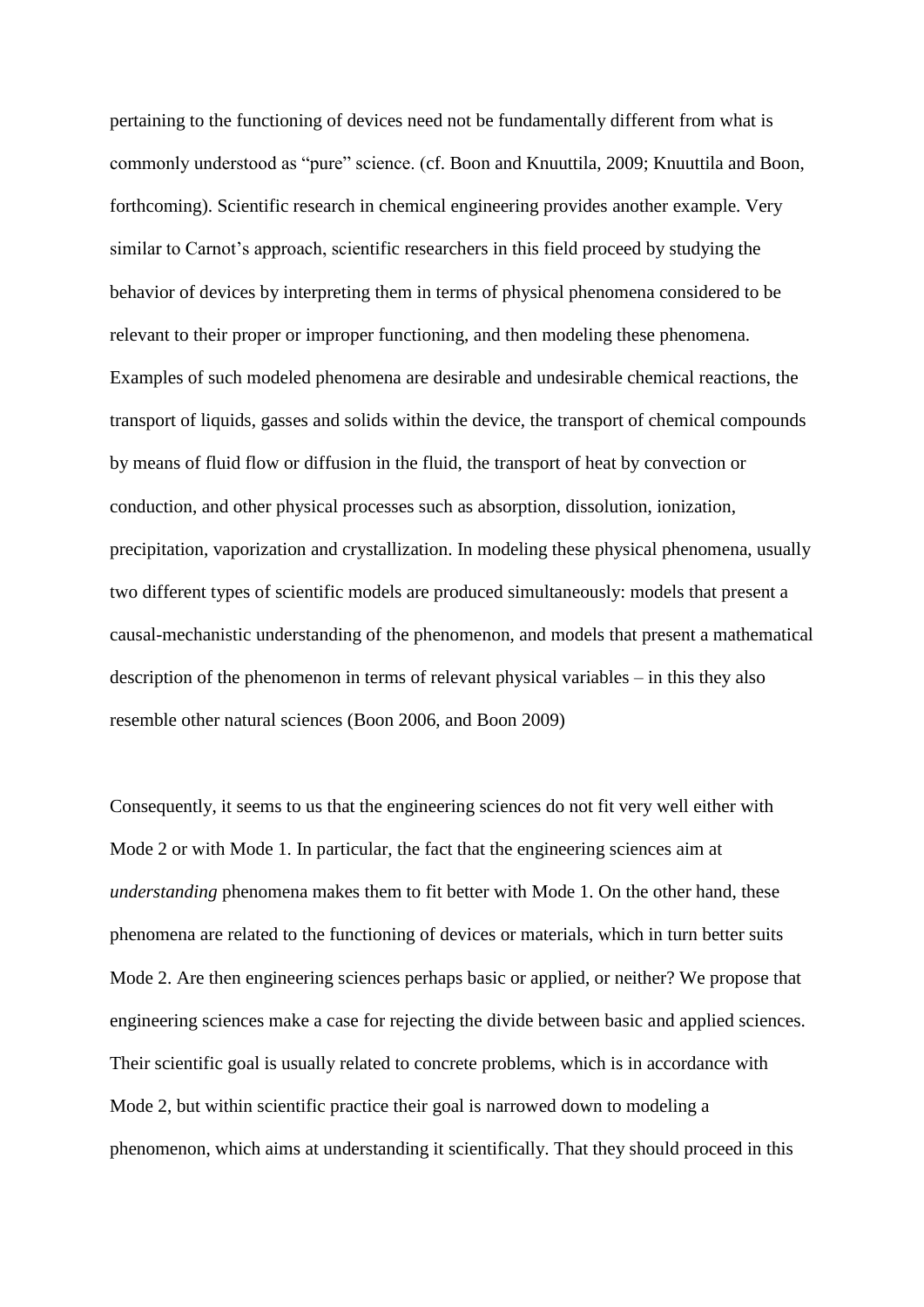pertaining to the functioning of devices need not be fundamentally different from what is commonly understood as "pure" science. (cf. Boon and Knuuttila, 2009; Knuuttila and Boon, forthcoming). Scientific research in chemical engineering provides another example. Very similar to Carnot's approach, scientific researchers in this field proceed by studying the behavior of devices by interpreting them in terms of physical phenomena considered to be relevant to their proper or improper functioning, and then modeling these phenomena. Examples of such modeled phenomena are desirable and undesirable chemical reactions, the transport of liquids, gasses and solids within the device, the transport of chemical compounds by means of fluid flow or diffusion in the fluid, the transport of heat by convection or conduction, and other physical processes such as absorption, dissolution, ionization, precipitation, vaporization and crystallization. In modeling these physical phenomena, usually two different types of scientific models are produced simultaneously: models that present a causal-mechanistic understanding of the phenomenon, and models that present a mathematical description of the phenomenon in terms of relevant physical variables – in this they also resemble other natural sciences (Boon 2006, and Boon 2009)

Consequently, it seems to us that the engineering sciences do not fit very well either with Mode 2 or with Mode 1. In particular, the fact that the engineering sciences aim at *understanding* phenomena makes them to fit better with Mode 1. On the other hand, these phenomena are related to the functioning of devices or materials, which in turn better suits Mode 2. Are then engineering sciences perhaps basic or applied, or neither? We propose that engineering sciences make a case for rejecting the divide between basic and applied sciences. Their scientific goal is usually related to concrete problems, which is in accordance with Mode 2, but within scientific practice their goal is narrowed down to modeling a phenomenon, which aims at understanding it scientifically. That they should proceed in this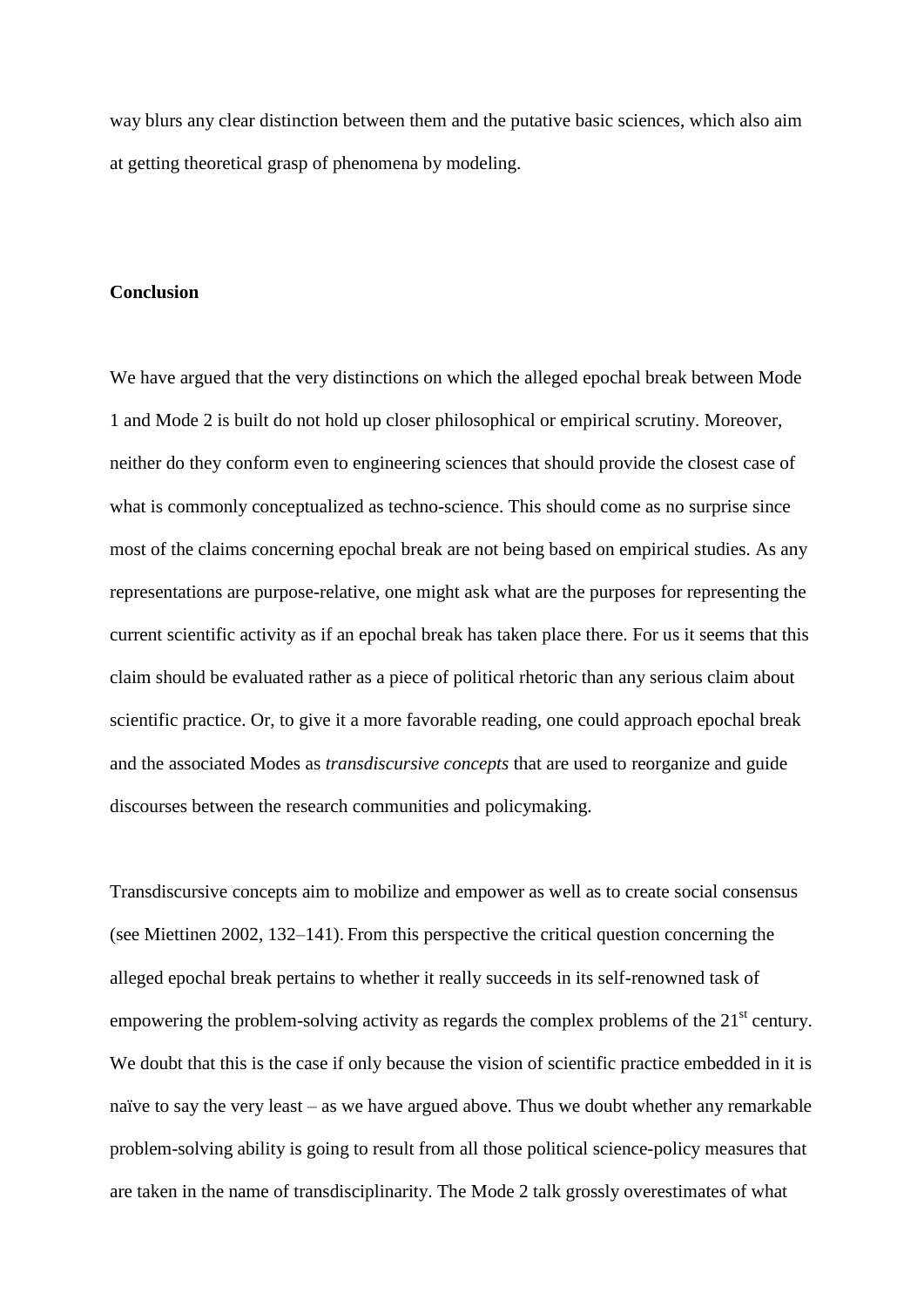way blurs any clear distinction between them and the putative basic sciences, which also aim at getting theoretical grasp of phenomena by modeling.

## Conclusion

We have argued that the very distinctions on which the alleged epochal break between Mode 1 and Mode 2 is built do not hold up closer philosophical or empirical scrutiny. Moreover, neither do they conform even to engineering sciences that should provide the closest case of what is commonly conceptualized as techno-science. This should come as no surprise since most of the claims concerning epochal break are not being based on empirical studies. As any representations are purpose-relative, one might ask what are the purposes for representing the current scientific activity as if an epochal break has taken place there. For us it seems that this claim should be evaluated rather as a piece of political rhetoric than any serious claim about scientific practice. Or, to give it a more favorable reading, one could approach epochal break and the associated Modes as *transdiscursive concepts* that are used to reorganize and guide discourses between the research communities and policymaking.

Transdiscursive concepts aim to mobilize and empower as well as to create social consensus (see Miettinen 2002, 132–141). From this perspective the critical question concerning the alleged epochal break pertains to whether it really succeeds in its self-renowned task of empowering the problem-solving activity as regards the complex problems of the 21st century. We doubt that this is the case if only because the vision of scientific practice embedded in it is naïve to say the very least – as we have argued above. Thus we doubt whether any remarkable problem-solving ability is going to result from all those political science-policy measures that are taken in the name of transdisciplinarity. The Mode 2 talk grossly overestimates of what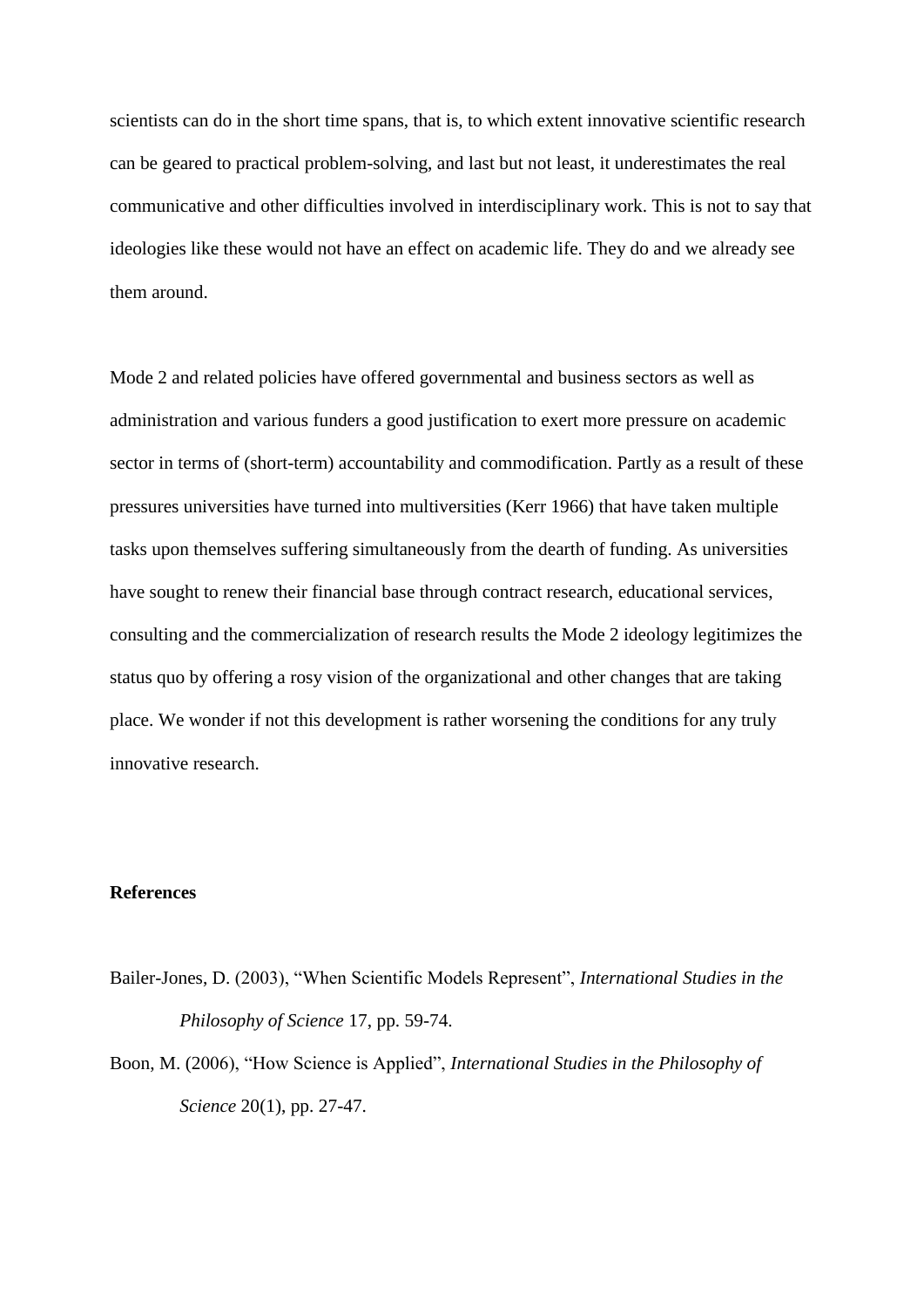scientists can do in the short time spans, that is, to which extent innovative scientific research can be geared to practical problem-solving, and last but not least, it underestimates the real communicative and other difficulties involved in interdisciplinary work. This is not to say that ideologies like these would not have an effect on academic life. They do and we already see them around.

Mode 2 and related policies have offered governmental and business sectors as well as administration and various funders a good justification to exert more pressure on academic sector in terms of (short-term) accountability and commodification. Partly as a result of these pressures universities have turned into multiversities (Kerr 1966) that have taken multiple tasks upon themselves suffering simultaneously from the dearth of funding. As universities have sought to renew their financial base through contract research, educational services, consulting and the commercialization of research results the Mode 2 ideology legitimizes the status quo by offering a rosy vision of the organizational and other changes that are taking place. We wonder if not this development is rather worsening the conditions for any truly innovative research.

**References**

Bailer-Jones, D. (2003), "When Scientific Models Represent", *International Studies in the Philosophy of Science* 17, pp. 59-74.

Boon, M. (2006), "How Science is Applied", *International Studies in the Philosophy of Science* 20(1), pp. 27-47.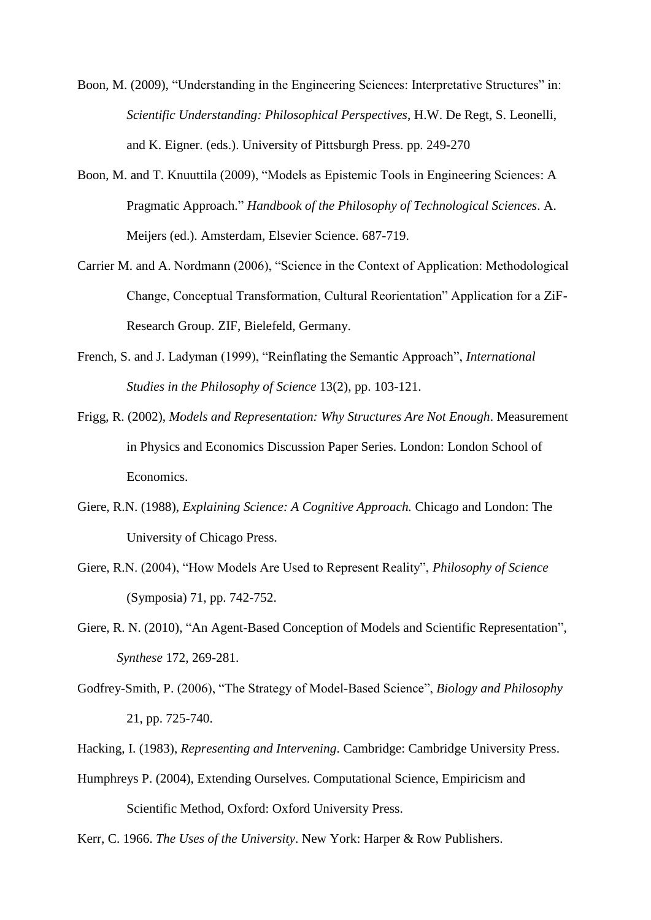Boon, M. (2009), “Understanding in the Engineering Sciences: Interpretative Structures” in: *Scientific Understanding: Philosophical Perspectives*, H.W. De Regt, S. Leonelli, and K. Eigner. (eds.). University of Pittsburgh Press. pp. 249-270

Boon, M. and T. Knuuttila (2009), “Models as Epistemic Tools in Engineering Sciences: A Pragmatic Approach.” *Handbook of the Philosophy of Technological Sciences*. A. Meijers (ed.). Amsterdam, Elsevier Science. 687-719.

Carrier M. and A. Nordmann (2006), “Science in the Context of Application: Methodological Change, Conceptual Transformation, Cultural Reorientation” Application for a ZiF-Research Group. ZIF, Bielefeld, Germany.

French, S. and J. Ladyman (1999), “Reinflating the Semantic Approach”, *International Studies in the Philosophy of Science* 13(2), pp. 103-121.

Frigg, R. (2002), *Models and Representation: Why Structures Are Not Enough*. Measurement in Physics and Economics Discussion Paper Series. London: London School of Economics.

Giere, R.N. (1988), *Explaining Science: A Cognitive Approach.* Chicago and London: The University of Chicago Press.

Giere, R.N. (2004), “How Models Are Used to Represent Reality”, *Philosophy of Science* (Symposia) 71, pp. 742-752.

Giere, R. N. (2010), “An Agent-Based Conception of Models and Scientific Representation”, *Synthese* 172, 269-281.

Godfrey-Smith, P. (2006), “The Strategy of Model-Based Science”, *Biology and Philosophy* 21, pp. 725-740.

Hacking, I. (1983), *Representing and Intervening*. Cambridge: Cambridge University Press.

Humphreys P. (2004), Extending Ourselves. Computational Science, Empiricism and Scientific Method, Oxford: Oxford University Press.

Kerr, C. 1966. *The Uses of the University*. New York: Harper & Row Publishers.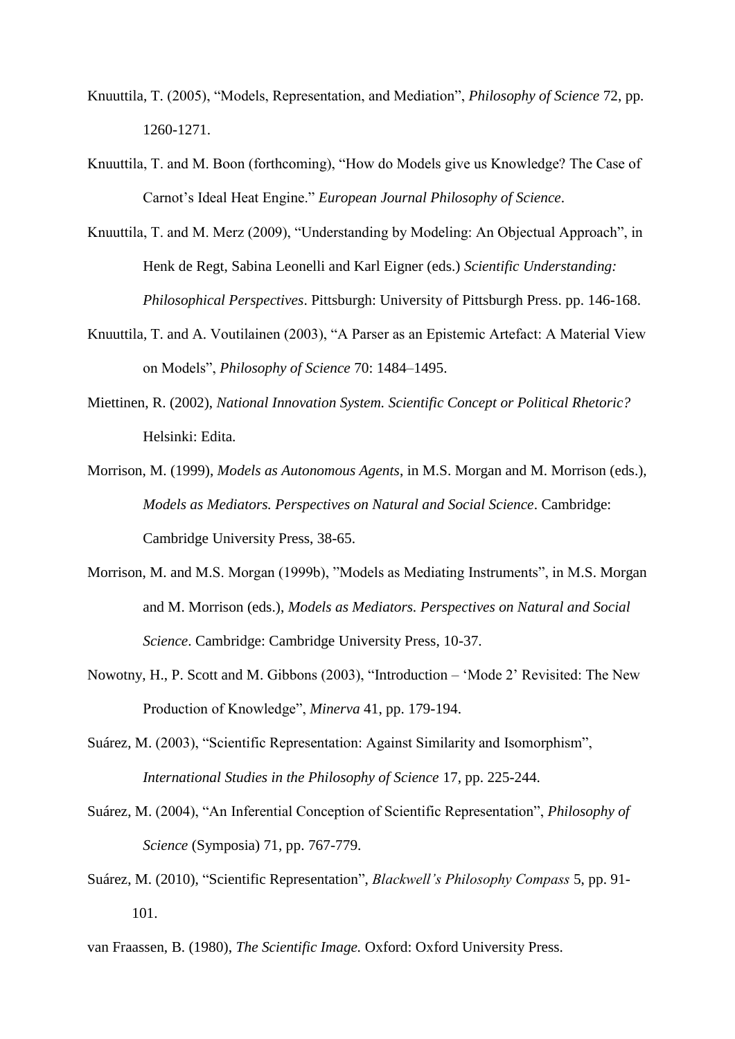Knuuttila, T. (2005), “Models, Representation, and Mediation”, *Philosophy of Science* 72, pp. 1260-1271.

Knuuttila, T. and M. Boon (forthcoming), “How do Models give us Knowledge? The Case of Carnot’s Ideal Heat Engine.” *European Journal Philosophy of Science*.

Knuuttila, T. and M. Merz (2009), “Understanding by Modeling: An Objectual Approach”, in Henk de Regt, Sabina Leonelli and Karl Eigner (eds.) *Scientific Understanding: Philosophical Perspectives*. Pittsburgh: University of Pittsburgh Press. pp. 146-168.

Knuuttila, T. and A. Voutilainen (2003), “A Parser as an Epistemic Artefact: A Material View on Models”, *Philosophy of Science* 70: 1484–1495.

Miettinen, R. (2002), *National Innovation System. Scientific Concept or Political Rhetoric?* Helsinki: Edita.

Morrison, M. (1999), *Models as Autonomous Agents*, in M.S. Morgan and M. Morrison (eds.), *Models as Mediators. Perspectives on Natural and Social Science*. Cambridge: Cambridge University Press, 38-65.

Morrison, M. and M.S. Morgan (1999b), ”Models as Mediating Instruments”, in M.S. Morgan and M. Morrison (eds.), *Models as Mediators. Perspectives on Natural and Social Science*. Cambridge: Cambridge University Press, 10-37.

Nowotny, H., P. Scott and M. Gibbons (2003), “Introduction – ‘Mode 2’ Revisited: The New Production of Knowledge”, *Minerva* 41, pp. 179-194.

Suárez, M. (2003), “Scientific Representation: Against Similarity and Isomorphism”, *International Studies in the Philosophy of Science* 17, pp. 225-244.

Suárez, M. (2004), “An Inferential Conception of Scientific Representation”, *Philosophy of Science* (Symposia) 71, pp. 767-779.

Suárez, M. (2010), “Scientific Representation”, *Blackwell’s Philosophy Compass* 5, pp. 91-101.

van Fraassen, B. (1980), *The Scientific Image.* Oxford: Oxford University Press.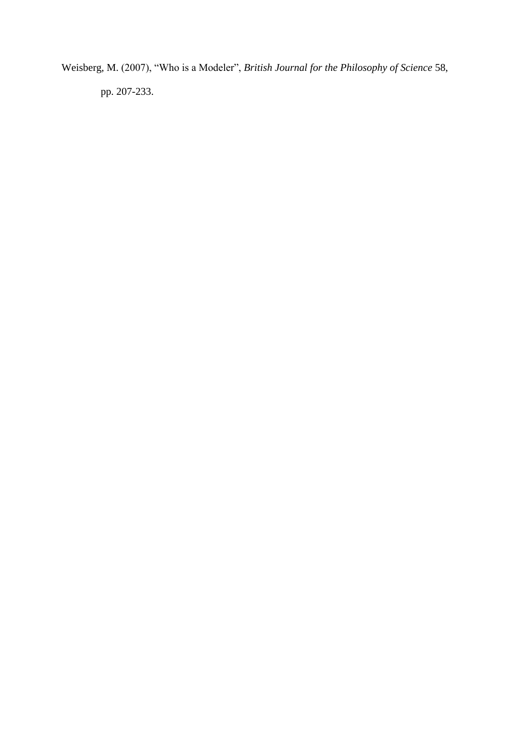Weisberg, M. (2007), "Who is a Modeler", *British Journal for the Philosophy of Science* 58, pp. 207-233.